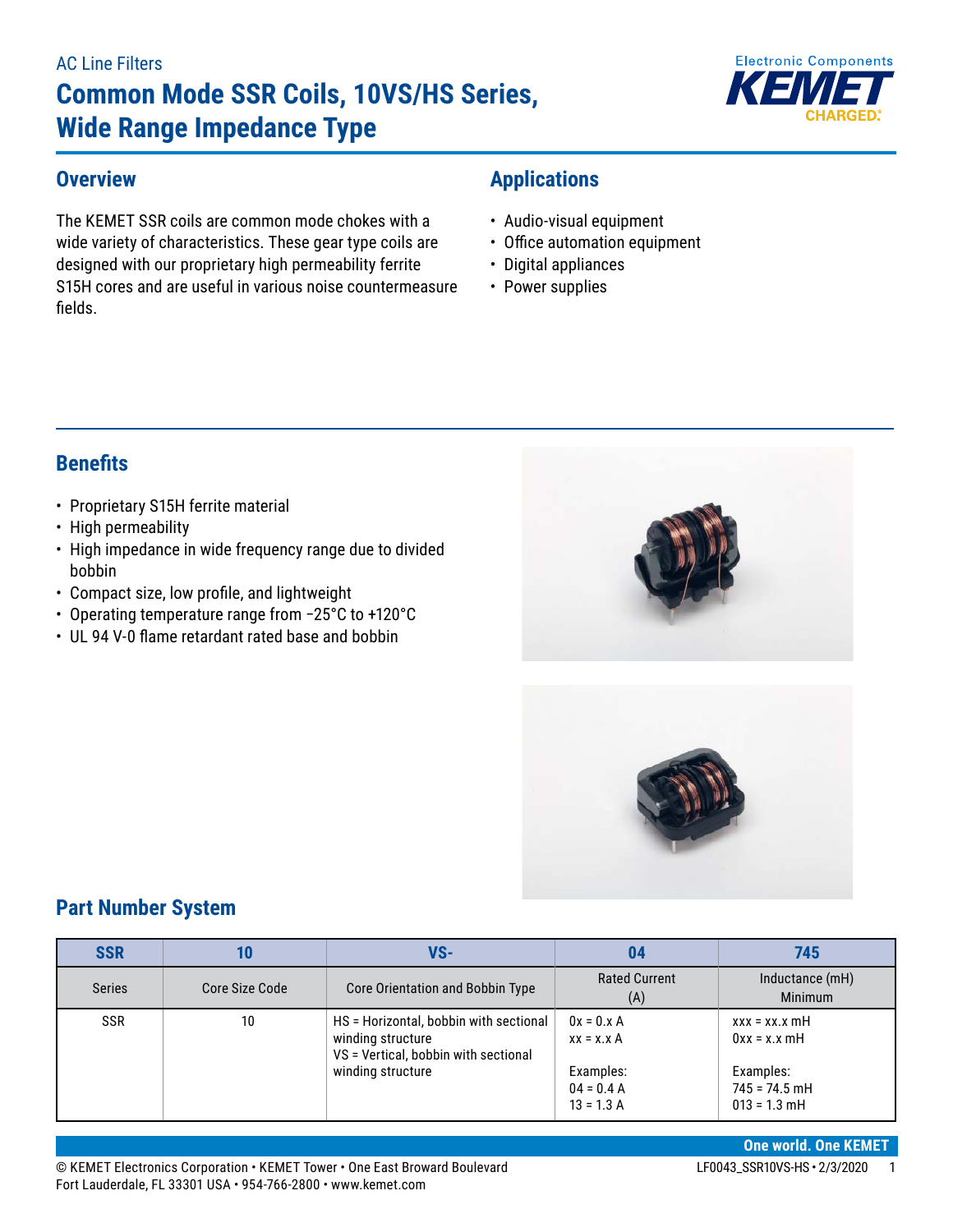AC Line Filters

# Common Mode SSR Coils, 10VS/HS Series, Wide Range Impedance Type

## Overview

The KEMET SSR coils are common mode chokes with a wide variety of characteristics. These gear type coils are designed with our proprietary high permeability ferrite S15H cores and are useful in various noise countermeasure fields.

## Applications

- Audio-visual equipment
- Office automation equipment
- Digital appliances
- Power supplies

## Benefits

- Proprietary S15H ferrite material
- High permeability
- High impedance in wide frequency range due to divided bobbin
- Compact size, low profile, and lightweight
- Operating temperature range from −25°C to +120°C
- UL 94 V-0 flame retardant rated base and bobbin

## Part Number System

| SSR | 10 | VS- | 04 | 745 |
|---|---|---|---|---|
| Series | Core Size Code | Core Orientation and Bobbin Type | Rated Current (A) | Inductance (mH) Minimum |
| SSR | 10 | HS = Horizontal, bobbin with sectional winding structure<br>VS = Vertical, bobbin with sectional winding structure | 0x = 0.x A<br>xx = x.x A<br><br>Examples:<br>04 = 0.4 A<br>13 = 1.3 A | xxx = xx.x mH<br>0xx = x.x mH<br><br>Examples:<br>745 = 74.5 mH<br>013 = 1.3 mH |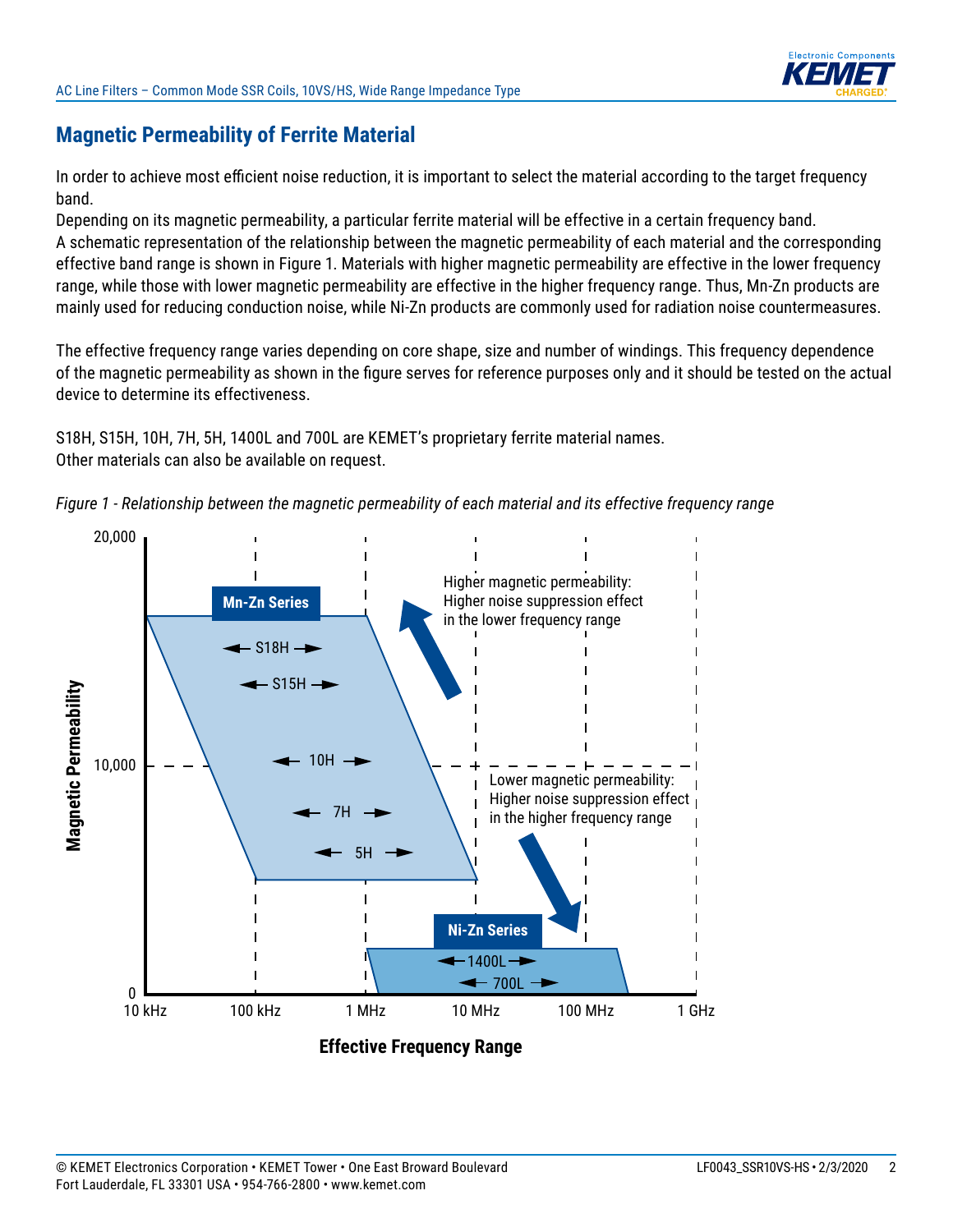## Magnetic Permeability of Ferrite Material

In order to achieve most efficient noise reduction, it is important to select the material according to the target frequency band.

Depending on its magnetic permeability, a particular ferrite material will be effective in a certain frequency band.

A schematic representation of the relationship between the magnetic permeability of each material and the corresponding effective band range is shown in Figure 1. Materials with higher magnetic permeability are effective in the lower frequency range, while those with lower magnetic permeability are effective in the higher frequency range. Thus, Mn-Zn products are mainly used for reducing conduction noise, while Ni-Zn products are commonly used for radiation noise countermeasures.

The effective frequency range varies depending on core shape, size and number of windings. This frequency dependence of the magnetic permeability as shown in the figure serves for reference purposes only and it should be tested on the actual device to determine its effectiveness.

S18H, S15H, 10H, 7H, 5H, 1400L and 700L are KEMET's proprietary ferrite material names.
Other materials can also be available on request.

*Figure 1 - Relationship between the magnetic permeability of each material and its effective frequency range*

Magnetic Permeability: 0, 10,000, 20,000

Effective Frequency Range: 10 kHz, 100 kHz, 1 MHz, 10 MHz, 100 MHz, 1 GHz

Mn-Zn Series: S18H, S15H, 10H, 7H, 5H

Ni-Zn Series: 1400L, 700L

Higher magnetic permeability: Higher noise suppression effect in the lower frequency range

Lower magnetic permeability: Higher noise suppression effect in the higher frequency range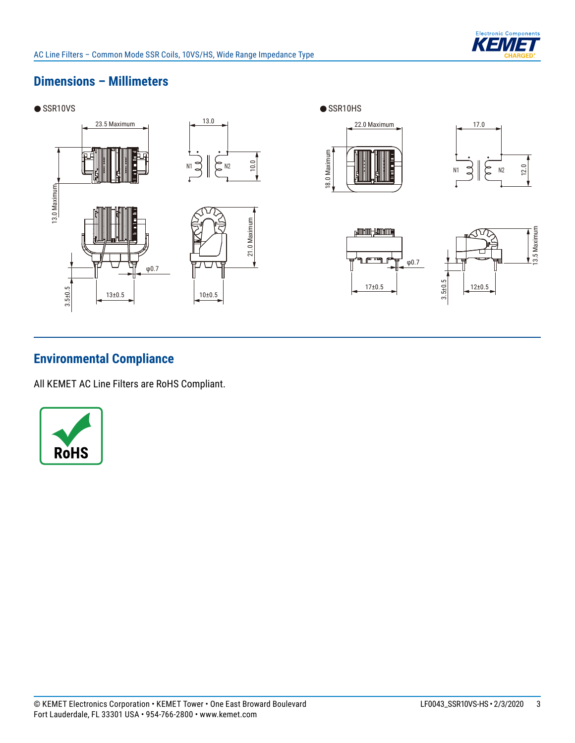## Dimensions – Millimeters

● SSR10VS

23.5 Maximum

13.0 Maximum

13.0

N1

N2

10.0

21.0 Maximum

φ0.7

3.5±0.5

13±0.5

10±0.5

● SSR10HS

22.0 Maximum

18.0 Maximum

17.0

N1

N2

12.0

φ0.7

17±0.5

13.5 Maximum

3.5±0.5

12±0.5

## Environmental Compliance

All KEMET AC Line Filters are RoHS Compliant.

RoHS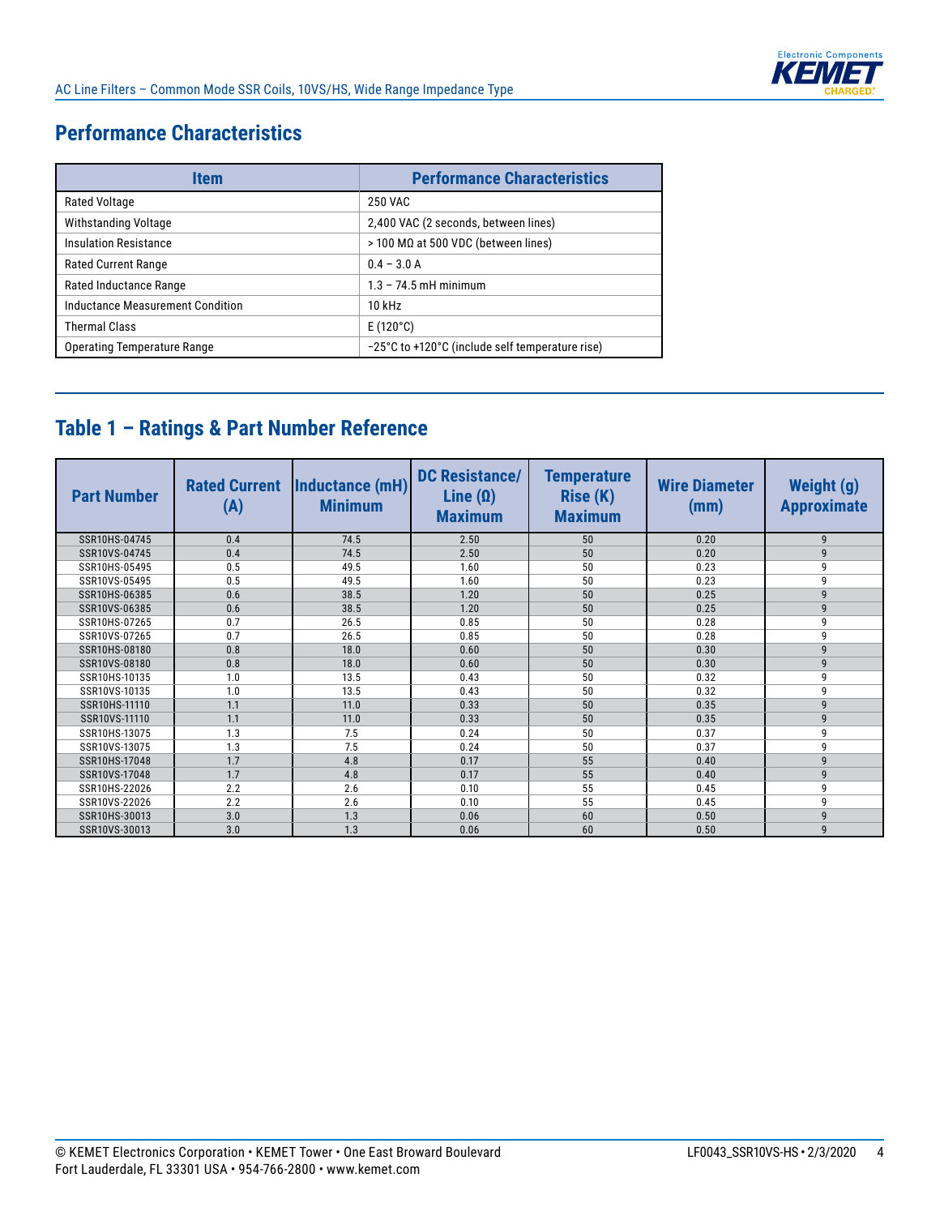## Performance Characteristics

| Item | Performance Characteristics |
|---|---|
| Rated Voltage | 250 VAC |
| Withstanding Voltage | 2,400 VAC (2 seconds, between lines) |
| Insulation Resistance | > 100 MΩ at 500 VDC (between lines) |
| Rated Current Range | 0.4 – 3.0 A |
| Rated Inductance Range | 1.3 – 74.5 mH minimum |
| Inductance Measurement Condition | 10 kHz |
| Thermal Class | E (120°C) |
| Operating Temperature Range | −25°C to +120°C (include self temperature rise) |

## Table 1 – Ratings & Part Number Reference

| Part Number | Rated Current (A) | Inductance (mH) Minimum | DC Resistance/ Line (Ω) Maximum | Temperature Rise (K) Maximum | Wire Diameter (mm) | Weight (g) Approximate |
|---|---|---|---|---|---|---|
| SSR10HS-04745 | 0.4 | 74.5 | 2.50 | 50 | 0.20 | 9 |
| SSR10VS-04745 | 0.4 | 74.5 | 2.50 | 50 | 0.20 | 9 |
| SSR10HS-05495 | 0.5 | 49.5 | 1.60 | 50 | 0.23 | 9 |
| SSR10VS-05495 | 0.5 | 49.5 | 1.60 | 50 | 0.23 | 9 |
| SSR10HS-06385 | 0.6 | 38.5 | 1.20 | 50 | 0.25 | 9 |
| SSR10VS-06385 | 0.6 | 38.5 | 1.20 | 50 | 0.25 | 9 |
| SSR10HS-07265 | 0.7 | 26.5 | 0.85 | 50 | 0.28 | 9 |
| SSR10VS-07265 | 0.7 | 26.5 | 0.85 | 50 | 0.28 | 9 |
| SSR10HS-08180 | 0.8 | 18.0 | 0.60 | 50 | 0.30 | 9 |
| SSR10VS-08180 | 0.8 | 18.0 | 0.60 | 50 | 0.30 | 9 |
| SSR10HS-10135 | 1.0 | 13.5 | 0.43 | 50 | 0.32 | 9 |
| SSR10VS-10135 | 1.0 | 13.5 | 0.43 | 50 | 0.32 | 9 |
| SSR10HS-11110 | 1.1 | 11.0 | 0.33 | 50 | 0.35 | 9 |
| SSR10VS-11110 | 1.1 | 11.0 | 0.33 | 50 | 0.35 | 9 |
| SSR10HS-13075 | 1.3 | 7.5 | 0.24 | 50 | 0.37 | 9 |
| SSR10VS-13075 | 1.3 | 7.5 | 0.24 | 50 | 0.37 | 9 |
| SSR10HS-17048 | 1.7 | 4.8 | 0.17 | 55 | 0.40 | 9 |
| SSR10VS-17048 | 1.7 | 4.8 | 0.17 | 55 | 0.40 | 9 |
| SSR10HS-22026 | 2.2 | 2.6 | 0.10 | 55 | 0.45 | 9 |
| SSR10VS-22026 | 2.2 | 2.6 | 0.10 | 55 | 0.45 | 9 |
| SSR10HS-30013 | 3.0 | 1.3 | 0.06 | 60 | 0.50 | 9 |
| SSR10VS-30013 | 3.0 | 1.3 | 0.06 | 60 | 0.50 | 9 |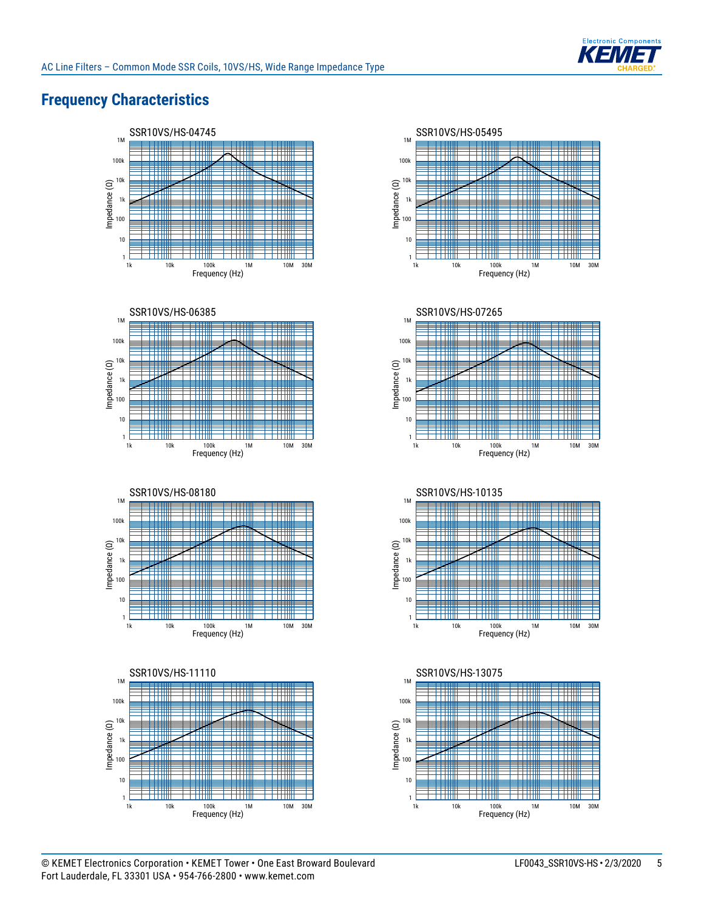## Frequency Characteristics

SSR10VS/HS-04745

Impedance (Ω) vs. Frequency (Hz)

SSR10VS/HS-05495

Impedance (Ω) vs. Frequency (Hz)

SSR10VS/HS-06385

Impedance (Ω) vs. Frequency (Hz)

SSR10VS/HS-07265

Impedance (Ω) vs. Frequency (Hz)

SSR10VS/HS-08180

Impedance (Ω) vs. Frequency (Hz)

SSR10VS/HS-10135

Impedance (Ω) vs. Frequency (Hz)

SSR10VS/HS-11110

Impedance (Ω) vs. Frequency (Hz)

SSR10VS/HS-13075

Impedance (Ω) vs. Frequency (Hz)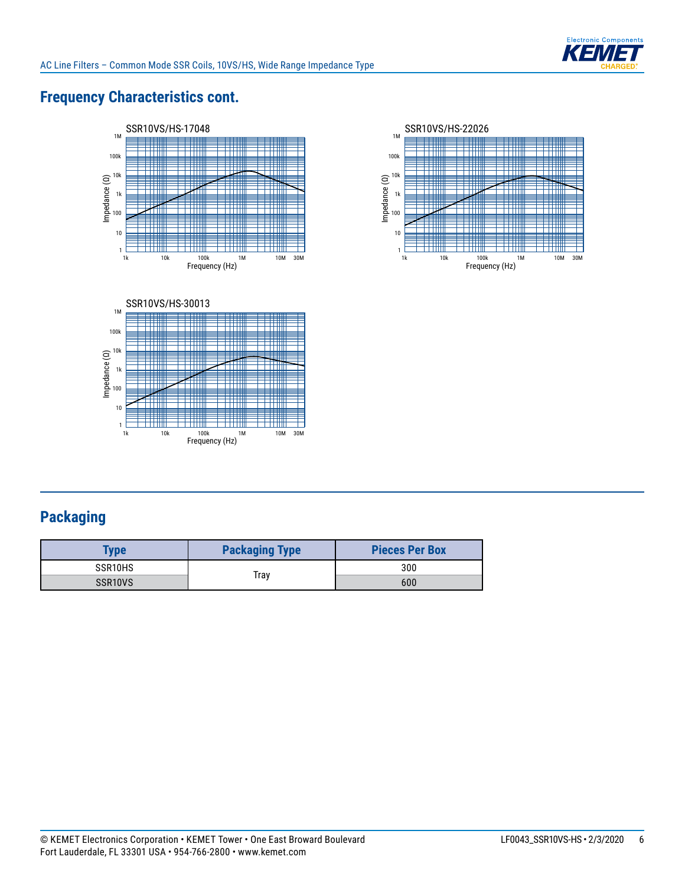## Frequency Characteristics cont.

SSR10VS/HS-17048

SSR10VS/HS-22026

SSR10VS/HS-30013

## Packaging

| Type | Packaging Type | Pieces Per Box |
|---|---|---|
| SSR10HS | Tray | 300 |
| SSR10VS | | 600 |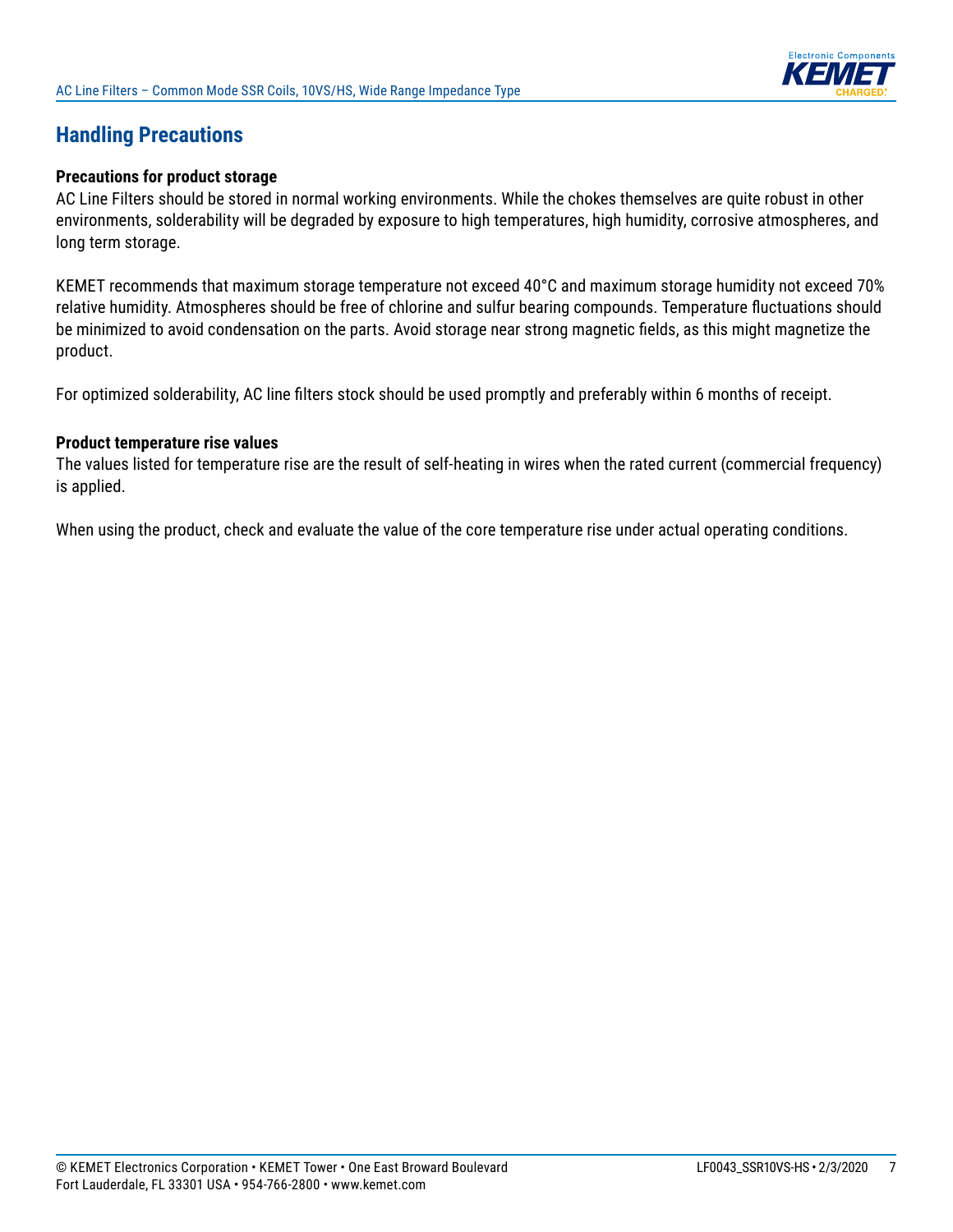## Handling Precautions

### Precautions for product storage

AC Line Filters should be stored in normal working environments. While the chokes themselves are quite robust in other environments, solderability will be degraded by exposure to high temperatures, high humidity, corrosive atmospheres, and long term storage.

KEMET recommends that maximum storage temperature not exceed 40°C and maximum storage humidity not exceed 70% relative humidity. Atmospheres should be free of chlorine and sulfur bearing compounds. Temperature fluctuations should be minimized to avoid condensation on the parts. Avoid storage near strong magnetic fields, as this might magnetize the product.

For optimized solderability, AC line filters stock should be used promptly and preferably within 6 months of receipt.

### Product temperature rise values

The values listed for temperature rise are the result of self-heating in wires when the rated current (commercial frequency) is applied.

When using the product, check and evaluate the value of the core temperature rise under actual operating conditions.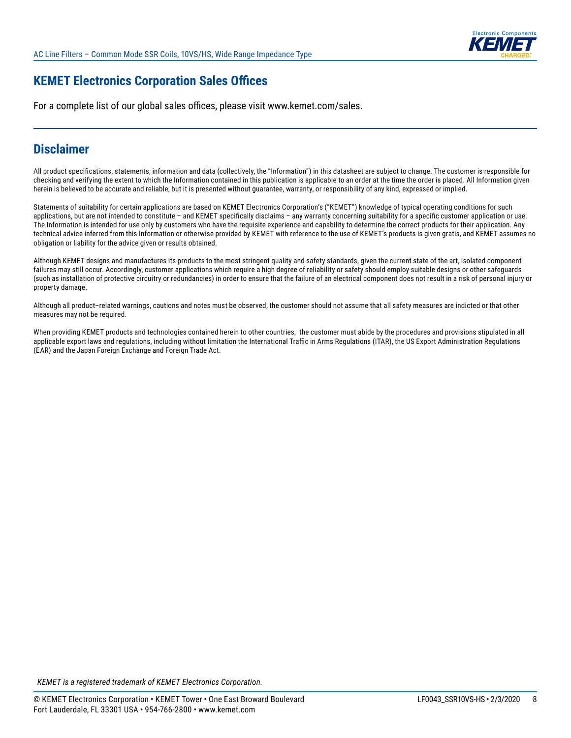## KEMET Electronics Corporation Sales Offices

For a complete list of our global sales offices, please visit www.kemet.com/sales.

## Disclaimer

All product specifications, statements, information and data (collectively, the "Information") in this datasheet are subject to change. The customer is responsible for checking and verifying the extent to which the Information contained in this publication is applicable to an order at the time the order is placed. All Information given herein is believed to be accurate and reliable, but it is presented without guarantee, warranty, or responsibility of any kind, expressed or implied.

Statements of suitability for certain applications are based on KEMET Electronics Corporation's ("KEMET") knowledge of typical operating conditions for such applications, but are not intended to constitute – and KEMET specifically disclaims – any warranty concerning suitability for a specific customer application or use. The Information is intended for use only by customers who have the requisite experience and capability to determine the correct products for their application. Any technical advice inferred from this Information or otherwise provided by KEMET with reference to the use of KEMET's products is given gratis, and KEMET assumes no obligation or liability for the advice given or results obtained.

Although KEMET designs and manufactures its products to the most stringent quality and safety standards, given the current state of the art, isolated component failures may still occur. Accordingly, customer applications which require a high degree of reliability or safety should employ suitable designs or other safeguards (such as installation of protective circuitry or redundancies) in order to ensure that the failure of an electrical component does not result in a risk of personal injury or property damage.

Although all product–related warnings, cautions and notes must be observed, the customer should not assume that all safety measures are indicted or that other measures may not be required.

When providing KEMET products and technologies contained herein to other countries, the customer must abide by the procedures and provisions stipulated in all applicable export laws and regulations, including without limitation the International Traffic in Arms Regulations (ITAR), the US Export Administration Regulations (EAR) and the Japan Foreign Exchange and Foreign Trade Act.

*KEMET is a registered trademark of KEMET Electronics Corporation.*

© KEMET Electronics Corporation • KEMET Tower • One East Broward Boulevard
Fort Lauderdale, FL 33301 USA • 954-766-2800 • www.kemet.com